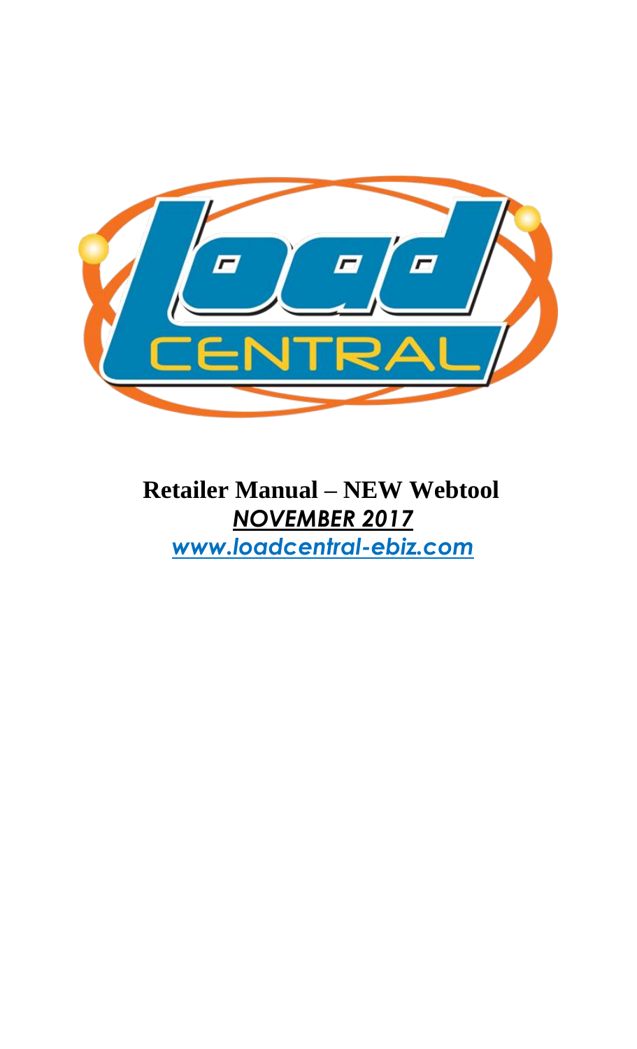# Retailer Manual – NEW Webtool

***NOVEMBER 2017***

*[www.loadcentral-ebiz.com](http://www.loadcentral-ebiz.com)*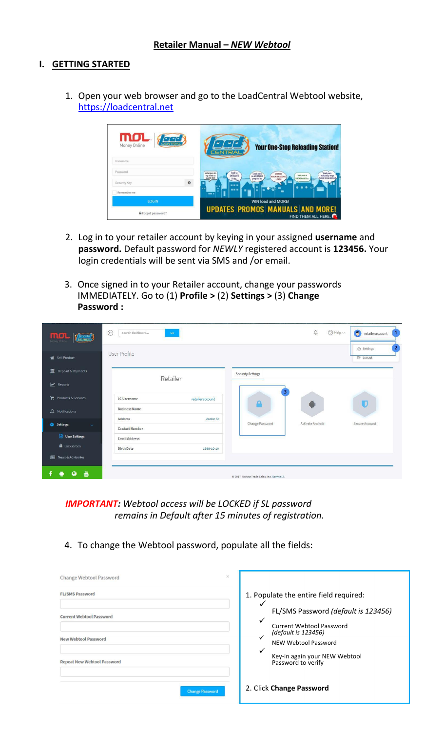## Retailer Manual – *NEW Webtool*

### I. GETTING STARTED

1. Open your web browser and go to the LoadCentral Webtool website, https://loadcentral.net

2. Log in to your retailer account by keying in your assigned **username** and **password.** Default password for *NEWLY* registered account is **123456.** Your login credentials will be sent via SMS and /or email.

3. Once signed in to your Retailer account, change your passwords IMMEDIATELY. Go to (1) **Profile >** (2) **Settings >** (3) **Change Password :**

***IMPORTANT:*** *Webtool access will be LOCKED if SL password remains in Default after 15 minutes of registration.*

4. To change the Webtool password, populate all the fields:

1. Populate the entire field required:
   - ✓ FL/SMS Password *(default is 123456)*
   - ✓ Current Webtool Password *(default is 123456)*
   - ✓ NEW Webtool Password
   - ✓ Key-in again your NEW Webtool Password to verify
2. Click **Change Password**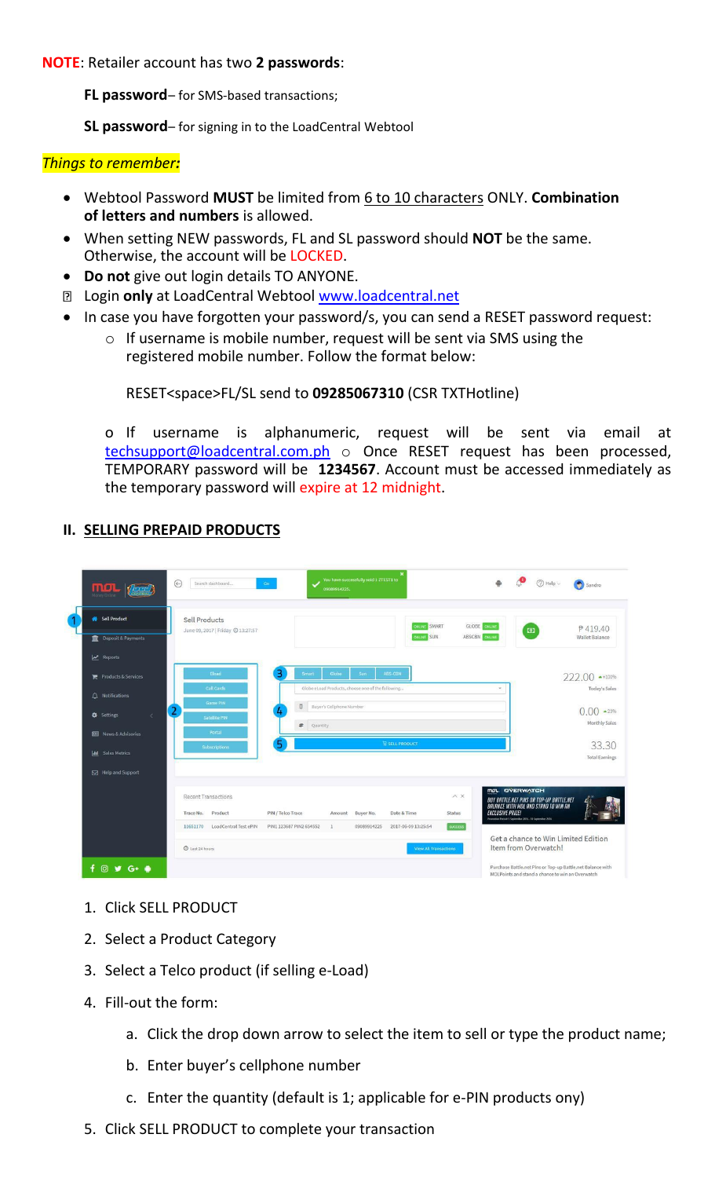**NOTE**: Retailer account has two **2 passwords**:

**FL password**– for SMS-based transactions;

**SL password**– for signing in to the LoadCentral Webtool

***Things to remember:***

- Webtool Password **MUST** be limited from 6 to 10 characters ONLY. **Combination of letters and numbers** is allowed.
- When setting NEW passwords, FL and SL password should **NOT** be the same. Otherwise, the account will be LOCKED.
- **Do not** give out login details TO ANYONE.
- Login **only** at LoadCentral Webtool www.loadcentral.net
- In case you have forgotten your password/s, you can send a RESET password request:
  - If username is mobile number, request will be sent via SMS using the registered mobile number. Follow the format below:

    RESET<space>FL/SL send to **09285067310** (CSR TXTHotline)

  - If username is alphanumeric, request will be sent via email at techsupport@loadcentral.com.ph
  - Once RESET request has been processed, TEMPORARY password will be **1234567**. Account must be accessed immediately as the temporary password will expire at 12 midnight.

## II. SELLING PREPAID PRODUCTS

1. Click SELL PRODUCT
2. Select a Product Category
3. Select a Telco product (if selling e-Load)
4. Fill-out the form:
   a. Click the drop down arrow to select the item to sell or type the product name;
   b. Enter buyer's cellphone number
   c. Enter the quantity (default is 1; applicable for e-PIN products ony)
5. Click SELL PRODUCT to complete your transaction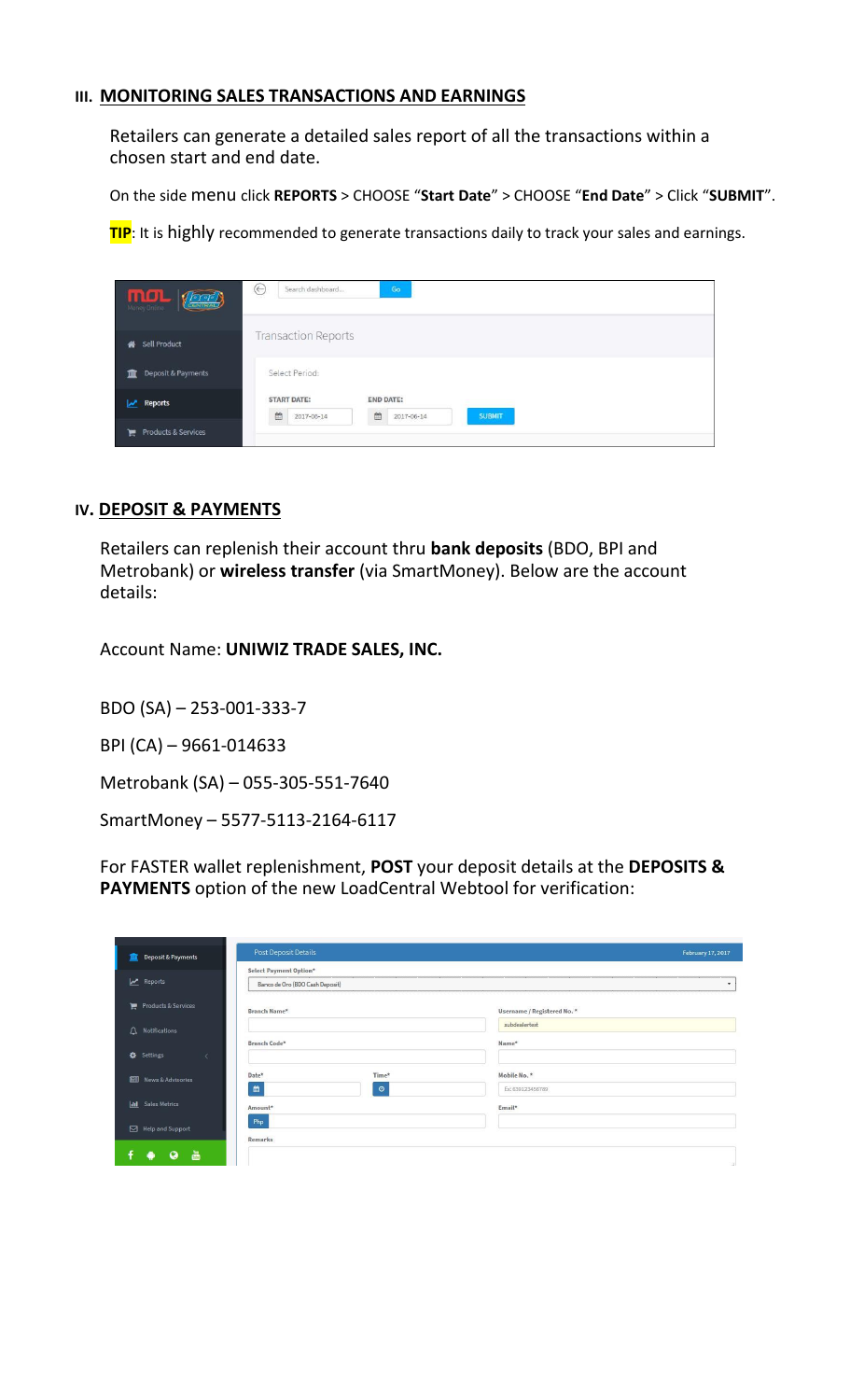## III. MONITORING SALES TRANSACTIONS AND EARNINGS

Retailers can generate a detailed sales report of all the transactions within a chosen start and end date.

On the side menu click **REPORTS** > CHOOSE "**Start Date**" > CHOOSE "**End Date**" > Click "**SUBMIT**".

**TIP**: It is highly recommended to generate transactions daily to track your sales and earnings.

## IV. DEPOSIT & PAYMENTS

Retailers can replenish their account thru **bank deposits** (BDO, BPI and Metrobank) or **wireless transfer** (via SmartMoney). Below are the account details:

Account Name: **UNIWIZ TRADE SALES, INC.**

BDO (SA) – 253-001-333-7

BPI (CA) – 9661-014633

Metrobank (SA) – 055-305-551-7640

SmartMoney – 5577-5113-2164-6117

For FASTER wallet replenishment, **POST** your deposit details at the **DEPOSITS & PAYMENTS** option of the new LoadCentral Webtool for verification: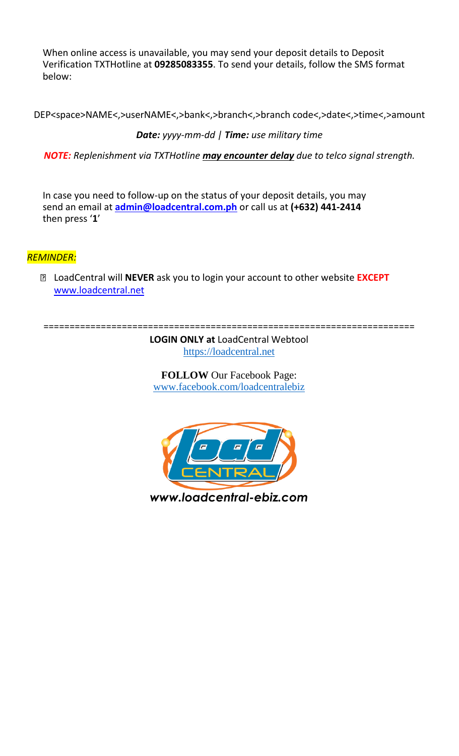When online access is unavailable, you may send your deposit details to Deposit Verification TXTHotline at **09285083355**. To send your details, follow the SMS format below:

DEP<space>NAME<,>userNAME<,>bank<,>branch<,>branch code<,>date<,>time<,>amount

***Date:*** *yyyy-mm-dd* | ***Time:*** *use military time*

***NOTE:*** *Replenishment via TXTHotline **may encounter delay** due to telco signal strength.*

In case you need to follow-up on the status of your deposit details, you may send an email at **admin@loadcentral.com.ph** or call us at **(+632) 441-2414** then press '**1**'

*REMINDER:*

- LoadCentral will **NEVER** ask you to login your account to other website **EXCEPT** www.loadcentral.net

======================================================================

**LOGIN ONLY at** LoadCentral Webtool
https://loadcentral.net

**FOLLOW** Our Facebook Page:
www.facebook.com/loadcentralebiz

Load CENTRAL

*www.loadcentral-ebiz.com*